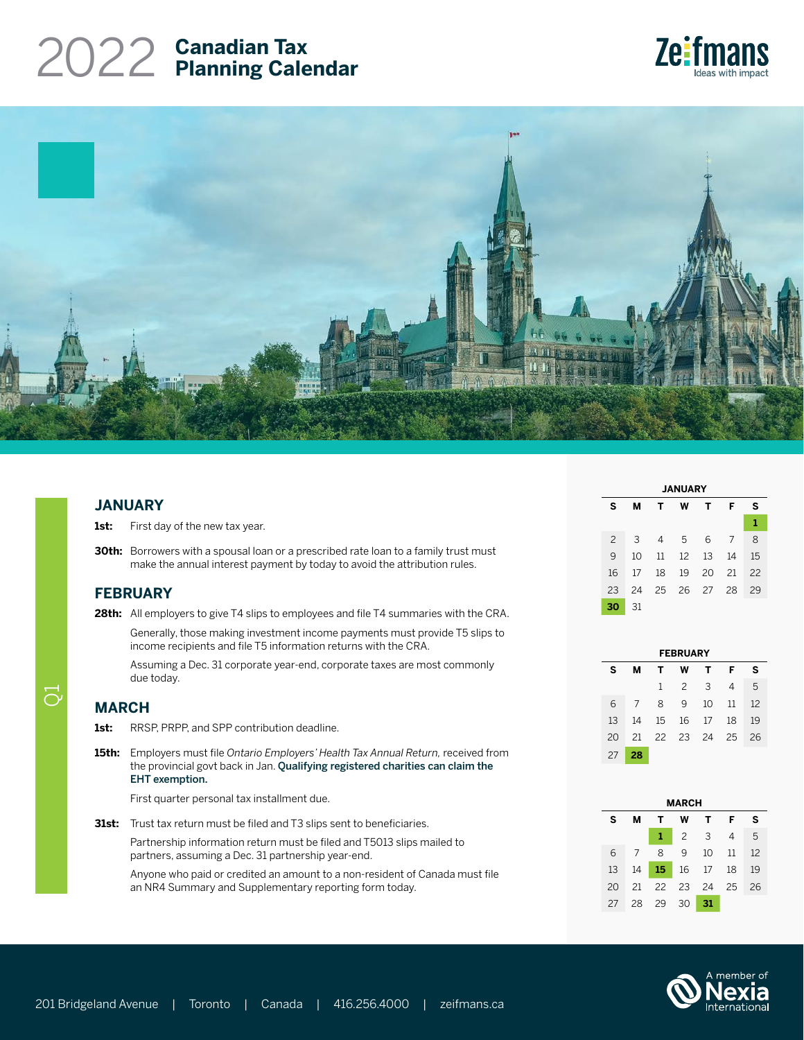# 2022 Canadian Tax Planning Calendar

Zeifmans
Ideas with impact

Q1

## JANUARY

**1st:** First day of the new tax year.

**30th:** Borrowers with a spousal loan or a prescribed rate loan to a family trust must make the annual interest payment by today to avoid the attribution rules.

## FEBRUARY

**28th:** All employers to give T4 slips to employees and file T4 summaries with the CRA.

Generally, those making investment income payments must provide T5 slips to income recipients and file T5 information returns with the CRA.

Assuming a Dec. 31 corporate year-end, corporate taxes are most commonly due today.

## MARCH

**1st:** RRSP, PRPP, and SPP contribution deadline.

**15th:** Employers must file *Ontario Employers' Health Tax Annual Return,* received from the provincial govt back in Jan. **Qualifying registered charities can claim the EHT exemption.**

First quarter personal tax installment due.

**31st:** Trust tax return must be filed and T3 slips sent to beneficiaries.

Partnership information return must be filed and T5013 slips mailed to partners, assuming a Dec. 31 partnership year-end.

Anyone who paid or credited an amount to a non-resident of Canada must file an NR4 Summary and Supplementary reporting form today.

**JANUARY**

| S | M | T | W | T | F | S |
|---|---|---|---|---|---|---|
| | | | | | | **1** |
| 2 | 3 | 4 | 5 | 6 | 7 | 8 |
| 9 | 10 | 11 | 12 | 13 | 14 | 15 |
| 16 | 17 | 18 | 19 | 20 | 21 | 22 |
| 23 | 24 | 25 | 26 | 27 | 28 | 29 |
| **30** | 31 | | | | | |

**FEBRUARY**

| S | M | T | W | T | F | S |
|---|---|---|---|---|---|---|
| | | 1 | 2 | 3 | 4 | 5 |
| 6 | 7 | 8 | 9 | 10 | 11 | 12 |
| 13 | 14 | 15 | 16 | 17 | 18 | 19 |
| 20 | 21 | 22 | 23 | 24 | 25 | 26 |
| 27 | **28** | | | | | |

**MARCH**

| S | M | T | W | T | F | S |
|---|---|---|---|---|---|---|
| | | **1** | 2 | 3 | 4 | 5 |
| 6 | 7 | 8 | 9 | 10 | 11 | 12 |
| 13 | 14 | **15** | 16 | 17 | 18 | 19 |
| 20 | 21 | 22 | 23 | 24 | 25 | 26 |
| 27 | 28 | 29 | 30 | **31** | | |

201 Bridgeland Avenue | Toronto | Canada | 416.256.4000 | zeifmans.ca

A member of Nexia International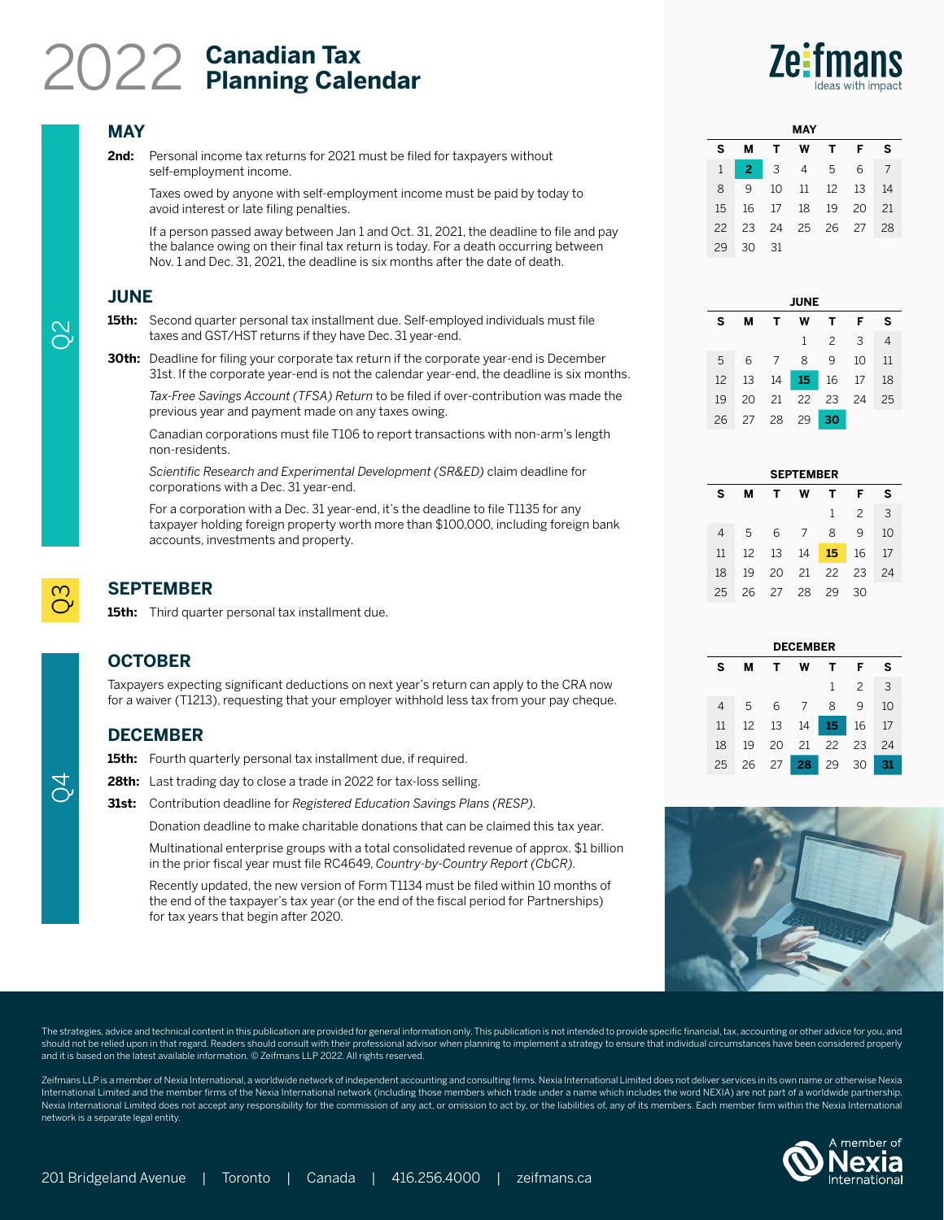# 2022 Canadian Tax Planning Calendar

Zeifmans
Ideas with impact

## Q2

### MAY

**2nd:** Personal income tax returns for 2021 must be filed for taxpayers without self-employment income.

Taxes owed by anyone with self-employment income must be paid by today to avoid interest or late filing penalties.

If a person passed away between Jan 1 and Oct. 31, 2021, the deadline to file and pay the balance owing on their final tax return is today. For a death occurring between Nov. 1 and Dec. 31, 2021, the deadline is six months after the date of death.

### JUNE

**15th:** Second quarter personal tax installment due. Self-employed individuals must file taxes and GST/HST returns if they have Dec. 31 year-end.

**30th:** Deadline for filing your corporate tax return if the corporate year-end is December 31st. If the corporate year-end is not the calendar year-end, the deadline is six months.

*Tax-Free Savings Account (TFSA) Return* to be filed if over-contribution was made the previous year and payment made on any taxes owing.

Canadian corporations must file T106 to report transactions with non-arm's length non-residents.

*Scientific Research and Experimental Development (SR&ED)* claim deadline for corporations with a Dec. 31 year-end.

For a corporation with a Dec. 31 year-end, it's the deadline to file T1135 for any taxpayer holding foreign property worth more than $100,000, including foreign bank accounts, investments and property.

## Q3

### SEPTEMBER

**15th:** Third quarter personal tax installment due.

## Q4

### OCTOBER

Taxpayers expecting significant deductions on next year's return can apply to the CRA now for a waiver (T1213), requesting that your employer withhold less tax from your pay cheque.

### DECEMBER

**15th:** Fourth quarterly personal tax installment due, if required.

**28th:** Last trading day to close a trade in 2022 for tax-loss selling.

**31st:** Contribution deadline for *Registered Education Savings Plans (RESP)*.

Donation deadline to make charitable donations that can be claimed this tax year.

Multinational enterprise groups with a total consolidated revenue of approx. $1 billion in the prior fiscal year must file RC4649, *Country-by-Country Report (CbCR)*.

Recently updated, the new version of Form T1134 must be filed within 10 months of the end of the taxpayer's tax year (or the end of the fiscal period for Partnerships) for tax years that begin after 2020.

**MAY**

| S | M | T | W | T | F | S |
|---|---|---|---|---|---|---|
| 1 | **2** | 3 | 4 | 5 | 6 | 7 |
| 8 | 9 | 10 | 11 | 12 | 13 | 14 |
| 15 | 16 | 17 | 18 | 19 | 20 | 21 |
| 22 | 23 | 24 | 25 | 26 | 27 | 28 |
| 29 | 30 | 31 | | | | |

**JUNE**

| S | M | T | W | T | F | S |
|---|---|---|---|---|---|---|
| | | | 1 | 2 | 3 | 4 |
| 5 | 6 | 7 | 8 | 9 | 10 | 11 |
| 12 | 13 | 14 | **15** | 16 | 17 | 18 |
| 19 | 20 | 21 | 22 | 23 | 24 | 25 |
| 26 | 27 | 28 | 29 | **30** | | |

**SEPTEMBER**

| S | M | T | W | T | F | S |
|---|---|---|---|---|---|---|
| | | | | 1 | 2 | 3 |
| 4 | 5 | 6 | 7 | 8 | 9 | 10 |
| 11 | 12 | 13 | 14 | **15** | 16 | 17 |
| 18 | 19 | 20 | 21 | 22 | 23 | 24 |
| 25 | 26 | 27 | 28 | 29 | 30 | |

**DECEMBER**

| S | M | T | W | T | F | S |
|---|---|---|---|---|---|---|
| | | | | 1 | 2 | 3 |
| 4 | 5 | 6 | 7 | 8 | 9 | 10 |
| 11 | 12 | 13 | 14 | **15** | 16 | 17 |
| 18 | 19 | 20 | 21 | 22 | 23 | 24 |
| 25 | 26 | 27 | **28** | 29 | 30 | **31** |

The strategies, advice and technical content in this publication are provided for general information only. This publication is not intended to provide specific financial, tax, accounting or other advice for you, and should not be relied upon in that regard. Readers should consult with their professional advisor when planning to implement a strategy to ensure that individual circumstances have been considered properly and it is based on the latest available information. © Zeifmans LLP 2022. All rights reserved.

Zeifmans LLP is a member of Nexia International, a worldwide network of independent accounting and consulting firms. Nexia International Limited does not deliver services in its own name or otherwise Nexia International Limited and the member firms of the Nexia International network (including those members which trade under a name which includes the word NEXIA) are not part of a worldwide partnership. Nexia International Limited does not accept any responsibility for the commission of any act, or omission to act by, or the liabilities of, any of its members. Each member firm within the Nexia International network is a separate legal entity.

201 Bridgeland Avenue | Toronto | Canada | 416.256.4000 | zeifmans.ca

A member of Nexia International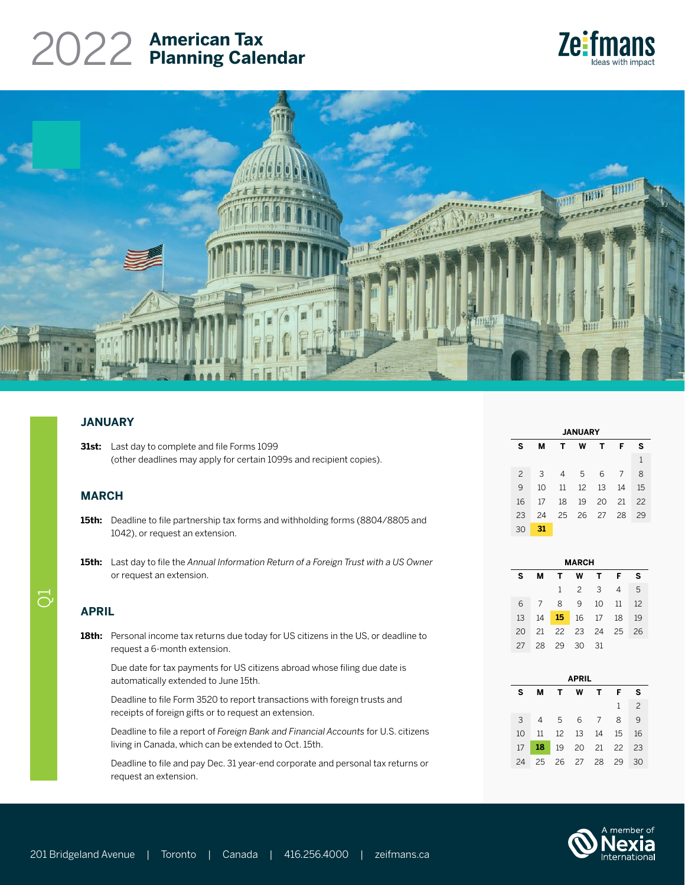# 2022 American Tax Planning Calendar

Zeifmans
Ideas with impact

Q1

## JANUARY

**31st:** Last day to complete and file Forms 1099 (other deadlines may apply for certain 1099s and recipient copies).

## MARCH

**15th:** Deadline to file partnership tax forms and withholding forms (8804/8805 and 1042), or request an extension.

**15th:** Last day to file the *Annual Information Return of a Foreign Trust with a US Owner* or request an extension.

## APRIL

**18th:** Personal income tax returns due today for US citizens in the US, or deadline to request a 6-month extension.

Due date for tax payments for US citizens abroad whose filing due date is automatically extended to June 15th.

Deadline to file Form 3520 to report transactions with foreign trusts and receipts of foreign gifts or to request an extension.

Deadline to file a report of *Foreign Bank and Financial Accounts* for U.S. citizens living in Canada, which can be extended to Oct. 15th.

Deadline to file and pay Dec. 31 year-end corporate and personal tax returns or request an extension.

**JANUARY**

| S | M | T | W | T | F | S |
|---|---|---|---|---|---|---|
| | | | | | | 1 |
| 2 | 3 | 4 | 5 | 6 | 7 | 8 |
| 9 | 10 | 11 | 12 | 13 | 14 | 15 |
| 16 | 17 | 18 | 19 | 20 | 21 | 22 |
| 23 | 24 | 25 | 26 | 27 | 28 | 29 |
| 30 | **31** | | | | | |

**MARCH**

| S | M | T | W | T | F | S |
|---|---|---|---|---|---|---|
| | | 1 | 2 | 3 | 4 | 5 |
| 6 | 7 | 8 | 9 | 10 | 11 | 12 |
| 13 | 14 | **15** | 16 | 17 | 18 | 19 |
| 20 | 21 | 22 | 23 | 24 | 25 | 26 |
| 27 | 28 | 29 | 30 | 31 | | |

**APRIL**

| S | M | T | W | T | F | S |
|---|---|---|---|---|---|---|
| | | | | | 1 | 2 |
| 3 | 4 | 5 | 6 | 7 | 8 | 9 |
| 10 | 11 | 12 | 13 | 14 | 15 | 16 |
| 17 | **18** | 19 | 20 | 21 | 22 | 23 |
| 24 | 25 | 26 | 27 | 28 | 29 | 30 |

201 Bridgeland Avenue | Toronto | Canada | 416.256.4000 | zeifmans.ca

A member of Nexia International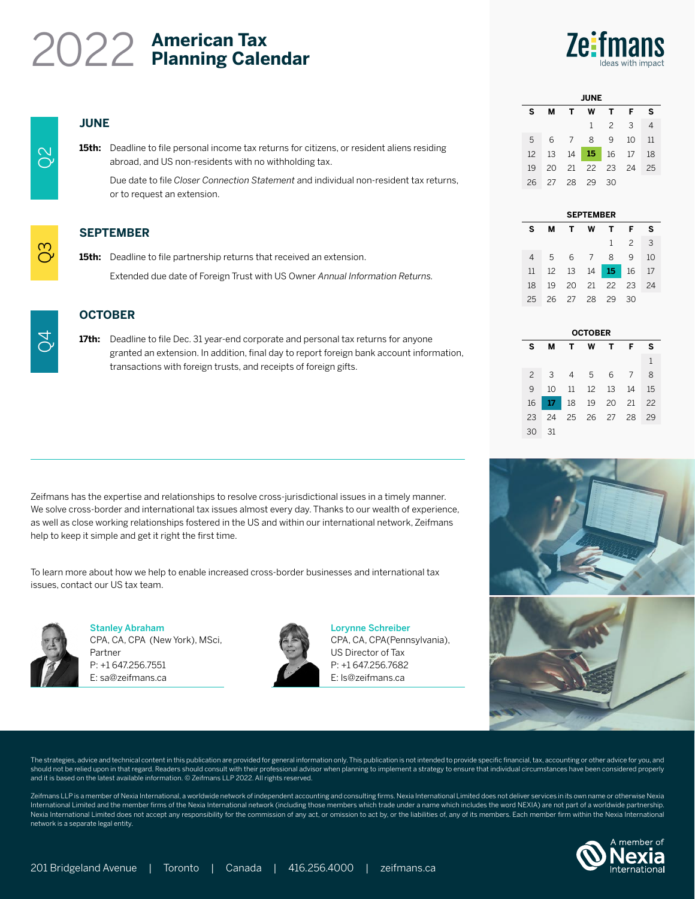# 2022 American Tax Planning Calendar

Zeifmans
Ideas with impact

Q2

## JUNE

**15th:** Deadline to file personal income tax returns for citizens, or resident aliens residing abroad, and US non-residents with no withholding tax.

Due date to file *Closer Connection Statement* and individual non-resident tax returns, or to request an extension.

Q3

## SEPTEMBER

**15th:** Deadline to file partnership returns that received an extension.

Extended due date of Foreign Trust with US Owner *Annual Information Returns.*

Q4

## OCTOBER

**17th:** Deadline to file Dec. 31 year-end corporate and personal tax returns for anyone granted an extension. In addition, final day to report foreign bank account information, transactions with foreign trusts, and receipts of foreign gifts.

**JUNE**

| S | M | T | W | T | F | S |
|---|---|---|---|---|---|---|
| | | | 1 | 2 | 3 | 4 |
| 5 | 6 | 7 | 8 | 9 | 10 | 11 |
| 12 | 13 | 14 | **15** | 16 | 17 | 18 |
| 19 | 20 | 21 | 22 | 23 | 24 | 25 |
| 26 | 27 | 28 | 29 | 30 | | |

**SEPTEMBER**

| S | M | T | W | T | F | S |
|---|---|---|---|---|---|---|
| | | | | 1 | 2 | 3 |
| 4 | 5 | 6 | 7 | 8 | 9 | 10 |
| 11 | 12 | 13 | 14 | **15** | 16 | 17 |
| 18 | 19 | 20 | 21 | 22 | 23 | 24 |
| 25 | 26 | 27 | 28 | 29 | 30 | |

**OCTOBER**

| S | M | T | W | T | F | S |
|---|---|---|---|---|---|---|
| | | | | | | 1 |
| 2 | 3 | 4 | 5 | 6 | 7 | 8 |
| 9 | 10 | 11 | 12 | 13 | 14 | 15 |
| 16 | **17** | 18 | 19 | 20 | 21 | 22 |
| 23 | 24 | 25 | 26 | 27 | 28 | 29 |
| 30 | 31 | | | | | |

Zeifmans has the expertise and relationships to resolve cross-jurisdictional issues in a timely manner. We solve cross-border and international tax issues almost every day. Thanks to our wealth of experience, as well as close working relationships fostered in the US and within our international network, Zeifmans help to keep it simple and get it right the first time.

To learn more about how we help to enable increased cross-border businesses and international tax issues, contact our US tax team.

**Stanley Abraham**
CPA, CA, CPA (New York), MSci,
Partner
P: +1 647.256.7551
E: sa@zeifmans.ca

**Lorynne Schreiber**
CPA, CA, CPA(Pennsylvania),
US Director of Tax
P: +1 647.256.7682
E: ls@zeifmans.ca

The strategies, advice and technical content in this publication are provided for general information only. This publication is not intended to provide specific financial, tax, accounting or other advice for you, and should not be relied upon in that regard. Readers should consult with their professional advisor when planning to implement a strategy to ensure that individual circumstances have been considered properly and it is based on the latest available information. © Zeifmans LLP 2022. All rights reserved.

Zeifmans LLP is a member of Nexia International, a worldwide network of independent accounting and consulting firms. Nexia International Limited does not deliver services in its own name or otherwise Nexia International Limited and the member firms of the Nexia International network (including those members which trade under a name which includes the word NEXIA) are not part of a worldwide partnership. Nexia International Limited does not accept any responsibility for the commission of any act, or omission to act by, or the liabilities of, any of its members. Each member firm within the Nexia International network is a separate legal entity.

201 Bridgeland Avenue | Toronto | Canada | 416.256.4000 | zeifmans.ca

A member of Nexia International